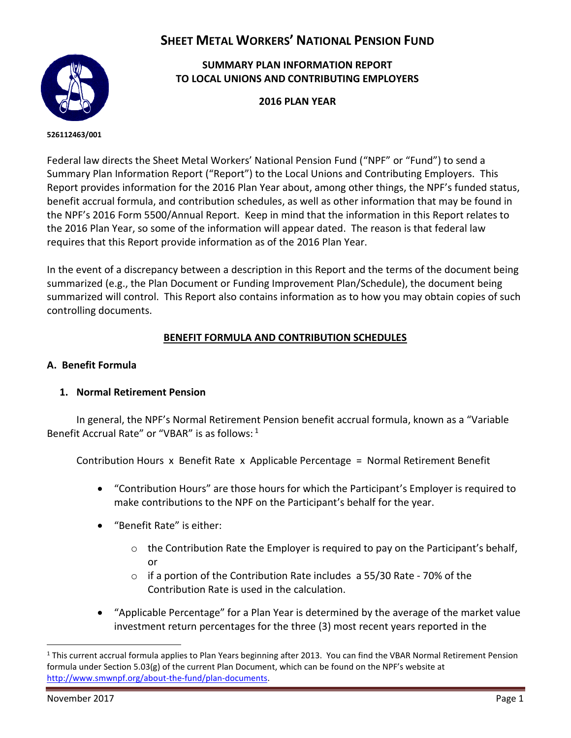# SHEET METAL WORKERS' NATIONAL PENSION FUND

**SUMMARY PLAN INFORMATION REPORT**
**TO LOCAL UNIONS AND CONTRIBUTING EMPLOYERS**

**2016 PLAN YEAR**

**526112463/001**

Federal law directs the Sheet Metal Workers' National Pension Fund ("NPF" or "Fund") to send a Summary Plan Information Report ("Report") to the Local Unions and Contributing Employers. This Report provides information for the 2016 Plan Year about, among other things, the NPF's funded status, benefit accrual formula, and contribution schedules, as well as other information that may be found in the NPF's 2016 Form 5500/Annual Report. Keep in mind that the information in this Report relates to the 2016 Plan Year, so some of the information will appear dated. The reason is that federal law requires that this Report provide information as of the 2016 Plan Year.

In the event of a discrepancy between a description in this Report and the terms of the document being summarized (e.g., the Plan Document or Funding Improvement Plan/Schedule), the document being summarized will control. This Report also contains information as to how you may obtain copies of such controlling documents.

## BENEFIT FORMULA AND CONTRIBUTION SCHEDULES

### A. Benefit Formula

#### 1. Normal Retirement Pension

In general, the NPF's Normal Retirement Pension benefit accrual formula, known as a "Variable Benefit Accrual Rate" or "VBAR" is as follows: [1]

Contribution Hours x Benefit Rate x Applicable Percentage = Normal Retirement Benefit

- "Contribution Hours" are those hours for which the Participant's Employer is required to make contributions to the NPF on the Participant's behalf for the year.
- "Benefit Rate" is either:
  - the Contribution Rate the Employer is required to pay on the Participant's behalf, or
  - if a portion of the Contribution Rate includes a 55/30 Rate - 70% of the Contribution Rate is used in the calculation.
- "Applicable Percentage" for a Plan Year is determined by the average of the market value investment return percentages for the three (3) most recent years reported in the

[1] This current accrual formula applies to Plan Years beginning after 2013. You can find the VBAR Normal Retirement Pension formula under Section 5.03(g) of the current Plan Document, which can be found on the NPF's website at http://www.smwnpf.org/about-the-fund/plan-documents.

November 2017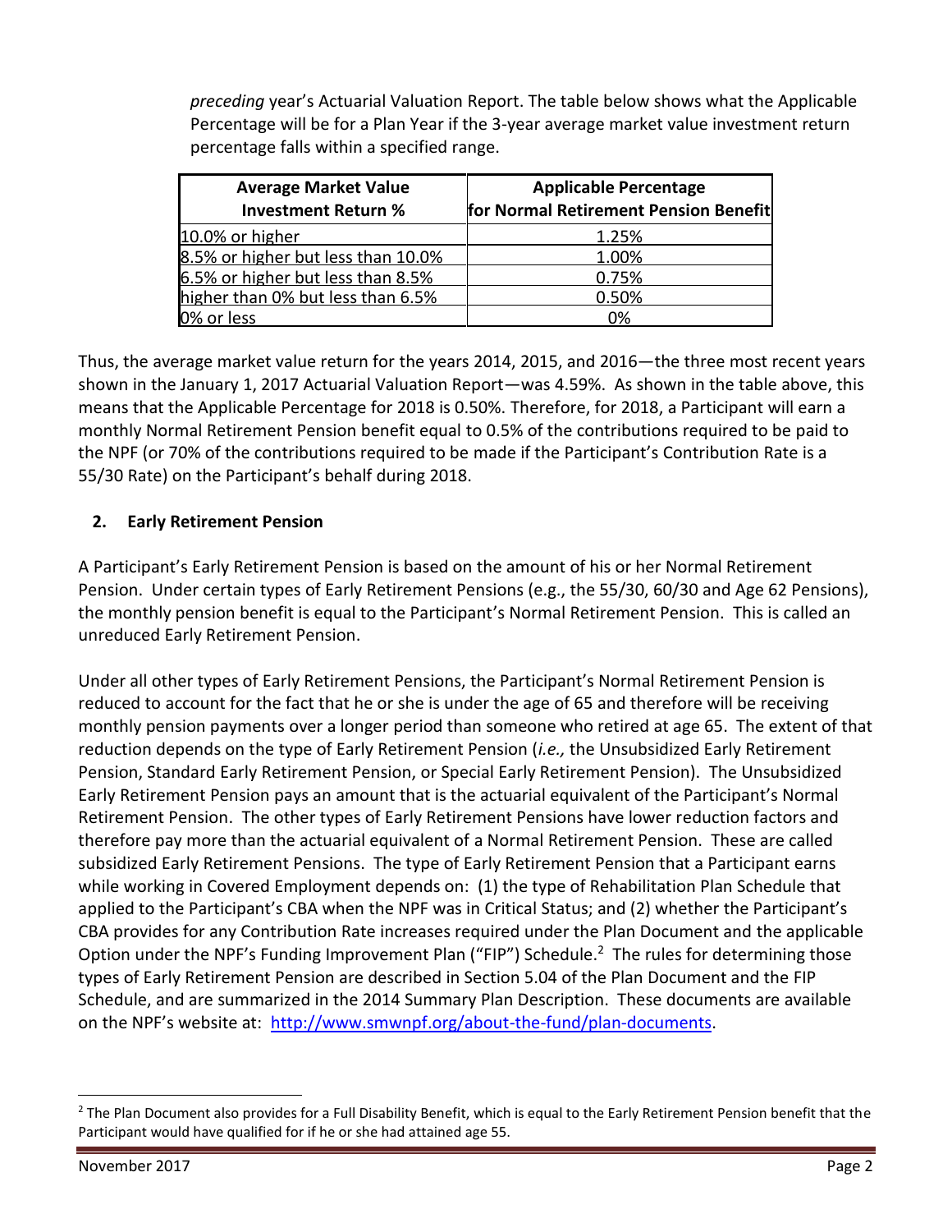*preceding* year's Actuarial Valuation Report. The table below shows what the Applicable Percentage will be for a Plan Year if the 3-year average market value investment return percentage falls within a specified range.

| Average Market Value Investment Return % | Applicable Percentage for Normal Retirement Pension Benefit |
|---|---|
| 10.0% or higher | 1.25% |
| 8.5% or higher but less than 10.0% | 1.00% |
| 6.5% or higher but less than 8.5% | 0.75% |
| higher than 0% but less than 6.5% | 0.50% |
| 0% or less | 0% |

Thus, the average market value return for the years 2014, 2015, and 2016—the three most recent years shown in the January 1, 2017 Actuarial Valuation Report—was 4.59%. As shown in the table above, this means that the Applicable Percentage for 2018 is 0.50%. Therefore, for 2018, a Participant will earn a monthly Normal Retirement Pension benefit equal to 0.5% of the contributions required to be paid to the NPF (or 70% of the contributions required to be made if the Participant's Contribution Rate is a 55/30 Rate) on the Participant's behalf during 2018.

**2. Early Retirement Pension**

A Participant's Early Retirement Pension is based on the amount of his or her Normal Retirement Pension. Under certain types of Early Retirement Pensions (e.g., the 55/30, 60/30 and Age 62 Pensions), the monthly pension benefit is equal to the Participant's Normal Retirement Pension. This is called an unreduced Early Retirement Pension.

Under all other types of Early Retirement Pensions, the Participant's Normal Retirement Pension is reduced to account for the fact that he or she is under the age of 65 and therefore will be receiving monthly pension payments over a longer period than someone who retired at age 65. The extent of that reduction depends on the type of Early Retirement Pension (*i.e.,* the Unsubsidized Early Retirement Pension, Standard Early Retirement Pension, or Special Early Retirement Pension). The Unsubsidized Early Retirement Pension pays an amount that is the actuarial equivalent of the Participant's Normal Retirement Pension. The other types of Early Retirement Pensions have lower reduction factors and therefore pay more than the actuarial equivalent of a Normal Retirement Pension. These are called subsidized Early Retirement Pensions. The type of Early Retirement Pension that a Participant earns while working in Covered Employment depends on: (1) the type of Rehabilitation Plan Schedule that applied to the Participant's CBA when the NPF was in Critical Status; and (2) whether the Participant's CBA provides for any Contribution Rate increases required under the Plan Document and the applicable Option under the NPF's Funding Improvement Plan ("FIP") Schedule.[2] The rules for determining those types of Early Retirement Pension are described in Section 5.04 of the Plan Document and the FIP Schedule, and are summarized in the 2014 Summary Plan Description. These documents are available on the NPF's website at: http://www.smwnpf.org/about-the-fund/plan-documents.

[2] The Plan Document also provides for a Full Disability Benefit, which is equal to the Early Retirement Pension benefit that the Participant would have qualified for if he or she had attained age 55.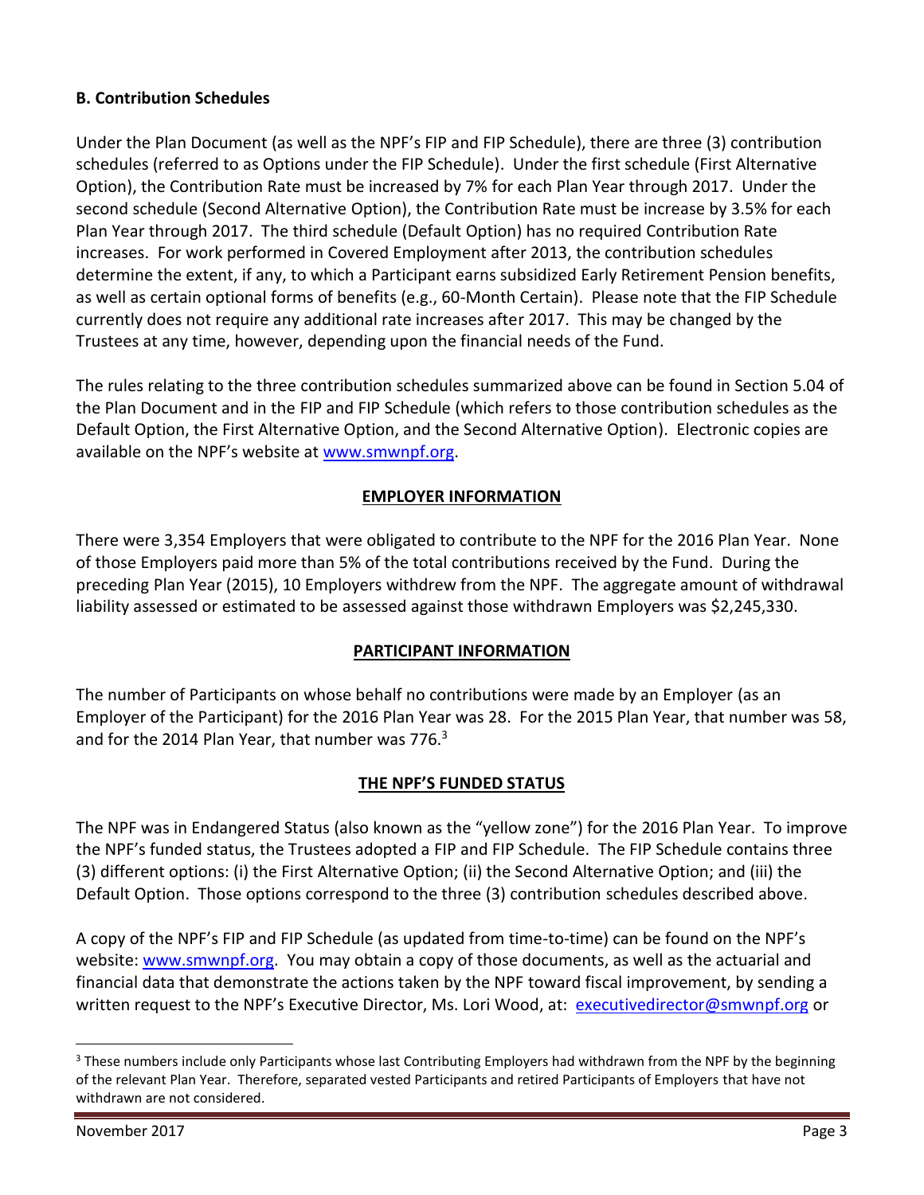**B. Contribution Schedules**

Under the Plan Document (as well as the NPF's FIP and FIP Schedule), there are three (3) contribution schedules (referred to as Options under the FIP Schedule). Under the first schedule (First Alternative Option), the Contribution Rate must be increased by 7% for each Plan Year through 2017. Under the second schedule (Second Alternative Option), the Contribution Rate must be increase by 3.5% for each Plan Year through 2017. The third schedule (Default Option) has no required Contribution Rate increases. For work performed in Covered Employment after 2013, the contribution schedules determine the extent, if any, to which a Participant earns subsidized Early Retirement Pension benefits, as well as certain optional forms of benefits (e.g., 60-Month Certain). Please note that the FIP Schedule currently does not require any additional rate increases after 2017. This may be changed by the Trustees at any time, however, depending upon the financial needs of the Fund.

The rules relating to the three contribution schedules summarized above can be found in Section 5.04 of the Plan Document and in the FIP and FIP Schedule (which refers to those contribution schedules as the Default Option, the First Alternative Option, and the Second Alternative Option). Electronic copies are available on the NPF's website at www.smwnpf.org.

## EMPLOYER INFORMATION

There were 3,354 Employers that were obligated to contribute to the NPF for the 2016 Plan Year. None of those Employers paid more than 5% of the total contributions received by the Fund. During the preceding Plan Year (2015), 10 Employers withdrew from the NPF. The aggregate amount of withdrawal liability assessed or estimated to be assessed against those withdrawn Employers was $2,245,330.

## PARTICIPANT INFORMATION

The number of Participants on whose behalf no contributions were made by an Employer (as an Employer of the Participant) for the 2016 Plan Year was 28. For the 2015 Plan Year, that number was 58, and for the 2014 Plan Year, that number was 776.[3]

## THE NPF'S FUNDED STATUS

The NPF was in Endangered Status (also known as the "yellow zone") for the 2016 Plan Year. To improve the NPF's funded status, the Trustees adopted a FIP and FIP Schedule. The FIP Schedule contains three (3) different options: (i) the First Alternative Option; (ii) the Second Alternative Option; and (iii) the Default Option. Those options correspond to the three (3) contribution schedules described above.

A copy of the NPF's FIP and FIP Schedule (as updated from time-to-time) can be found on the NPF's website: www.smwnpf.org. You may obtain a copy of those documents, as well as the actuarial and financial data that demonstrate the actions taken by the NPF toward fiscal improvement, by sending a written request to the NPF's Executive Director, Ms. Lori Wood, at: executivedirector@smwnpf.org or

[3] These numbers include only Participants whose last Contributing Employers had withdrawn from the NPF by the beginning of the relevant Plan Year. Therefore, separated vested Participants and retired Participants of Employers that have not withdrawn are not considered.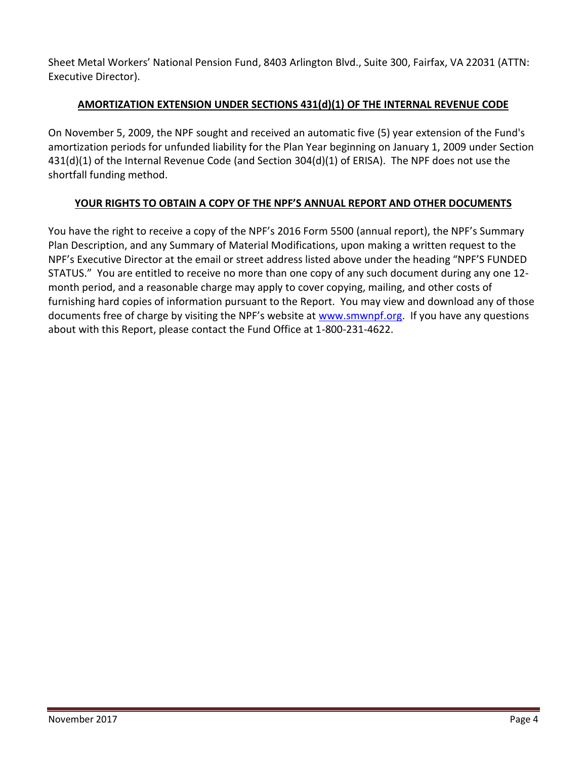Sheet Metal Workers' National Pension Fund, 8403 Arlington Blvd., Suite 300, Fairfax, VA 22031 (ATTN: Executive Director).

## AMORTIZATION EXTENSION UNDER SECTIONS 431(d)(1) OF THE INTERNAL REVENUE CODE

On November 5, 2009, the NPF sought and received an automatic five (5) year extension of the Fund's amortization periods for unfunded liability for the Plan Year beginning on January 1, 2009 under Section 431(d)(1) of the Internal Revenue Code (and Section 304(d)(1) of ERISA). The NPF does not use the shortfall funding method.

## YOUR RIGHTS TO OBTAIN A COPY OF THE NPF'S ANNUAL REPORT AND OTHER DOCUMENTS

You have the right to receive a copy of the NPF's 2016 Form 5500 (annual report), the NPF's Summary Plan Description, and any Summary of Material Modifications, upon making a written request to the NPF's Executive Director at the email or street address listed above under the heading "NPF'S FUNDED STATUS." You are entitled to receive no more than one copy of any such document during any one 12-month period, and a reasonable charge may apply to cover copying, mailing, and other costs of furnishing hard copies of information pursuant to the Report. You may view and download any of those documents free of charge by visiting the NPF's website at www.smwnpf.org. If you have any questions about with this Report, please contact the Fund Office at 1-800-231-4622.